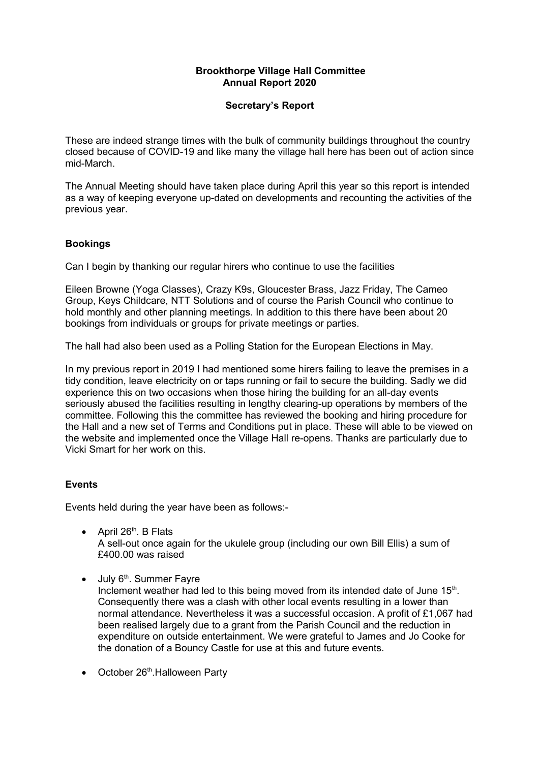**Brookthorpe Village Hall Committee**
**Annual Report 2020**

**Secretary's Report**

These are indeed strange times with the bulk of community buildings throughout the country closed because of COVID-19 and like many the village hall here has been out of action since mid-March.

The Annual Meeting should have taken place during April this year so this report is intended as a way of keeping everyone up-dated on developments and recounting the activities of the previous year.

## Bookings

Can I begin by thanking our regular hirers who continue to use the facilities

Eileen Browne (Yoga Classes), Crazy K9s, Gloucester Brass, Jazz Friday, The Cameo Group, Keys Childcare, NTT Solutions and of course the Parish Council who continue to hold monthly and other planning meetings. In addition to this there have been about 20 bookings from individuals or groups for private meetings or parties.

The hall had also been used as a Polling Station for the European Elections in May.

In my previous report in 2019 I had mentioned some hirers failing to leave the premises in a tidy condition, leave electricity on or taps running or fail to secure the building. Sadly we did experience this on two occasions when those hiring the building for an all-day events seriously abused the facilities resulting in lengthy clearing-up operations by members of the committee. Following this the committee has reviewed the booking and hiring procedure for the Hall and a new set of Terms and Conditions put in place. These will able to be viewed on the website and implemented once the Village Hall re-opens. Thanks are particularly due to Vicki Smart for her work on this.

## Events

Events held during the year have been as follows:-

- April 26th. B Flats
  A sell-out once again for the ukulele group (including our own Bill Ellis) a sum of £400.00 was raised

- July 6th. Summer Fayre
  Inclement weather had led to this being moved from its intended date of June 15th. Consequently there was a clash with other local events resulting in a lower than normal attendance. Nevertheless it was a successful occasion. A profit of £1,067 had been realised largely due to a grant from the Parish Council and the reduction in expenditure on outside entertainment. We were grateful to James and Jo Cooke for the donation of a Bouncy Castle for use at this and future events.

- October 26th.Halloween Party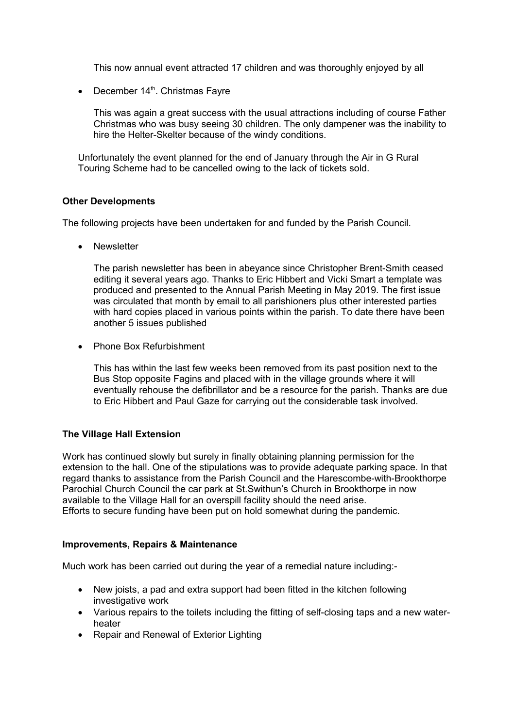This now annual event attracted 17 children and was thoroughly enjoyed by all

- December 14th. Christmas Fayre

  This was again a great success with the usual attractions including of course Father Christmas who was busy seeing 30 children. The only dampener was the inability to hire the Helter-Skelter because of the windy conditions.

Unfortunately the event planned for the end of January through the Air in G Rural Touring Scheme had to be cancelled owing to the lack of tickets sold.

**Other Developments**

The following projects have been undertaken for and funded by the Parish Council.

- Newsletter

  The parish newsletter has been in abeyance since Christopher Brent-Smith ceased editing it several years ago. Thanks to Eric Hibbert and Vicki Smart a template was produced and presented to the Annual Parish Meeting in May 2019. The first issue was circulated that month by email to all parishioners plus other interested parties with hard copies placed in various points within the parish. To date there have been another 5 issues published

- Phone Box Refurbishment

  This has within the last few weeks been removed from its past position next to the Bus Stop opposite Fagins and placed with in the village grounds where it will eventually rehouse the defibrillator and be a resource for the parish. Thanks are due to Eric Hibbert and Paul Gaze for carrying out the considerable task involved.

**The Village Hall Extension**

Work has continued slowly but surely in finally obtaining planning permission for the extension to the hall. One of the stipulations was to provide adequate parking space. In that regard thanks to assistance from the Parish Council and the Harescombe-with-Brookthorpe Parochial Church Council the car park at St.Swithun's Church in Brookthorpe in now available to the Village Hall for an overspill facility should the need arise.
Efforts to secure funding have been put on hold somewhat during the pandemic.

**Improvements, Repairs & Maintenance**

Much work has been carried out during the year of a remedial nature including:-

- New joists, a pad and extra support had been fitted in the kitchen following investigative work
- Various repairs to the toilets including the fitting of self-closing taps and a new water-heater
- Repair and Renewal of Exterior Lighting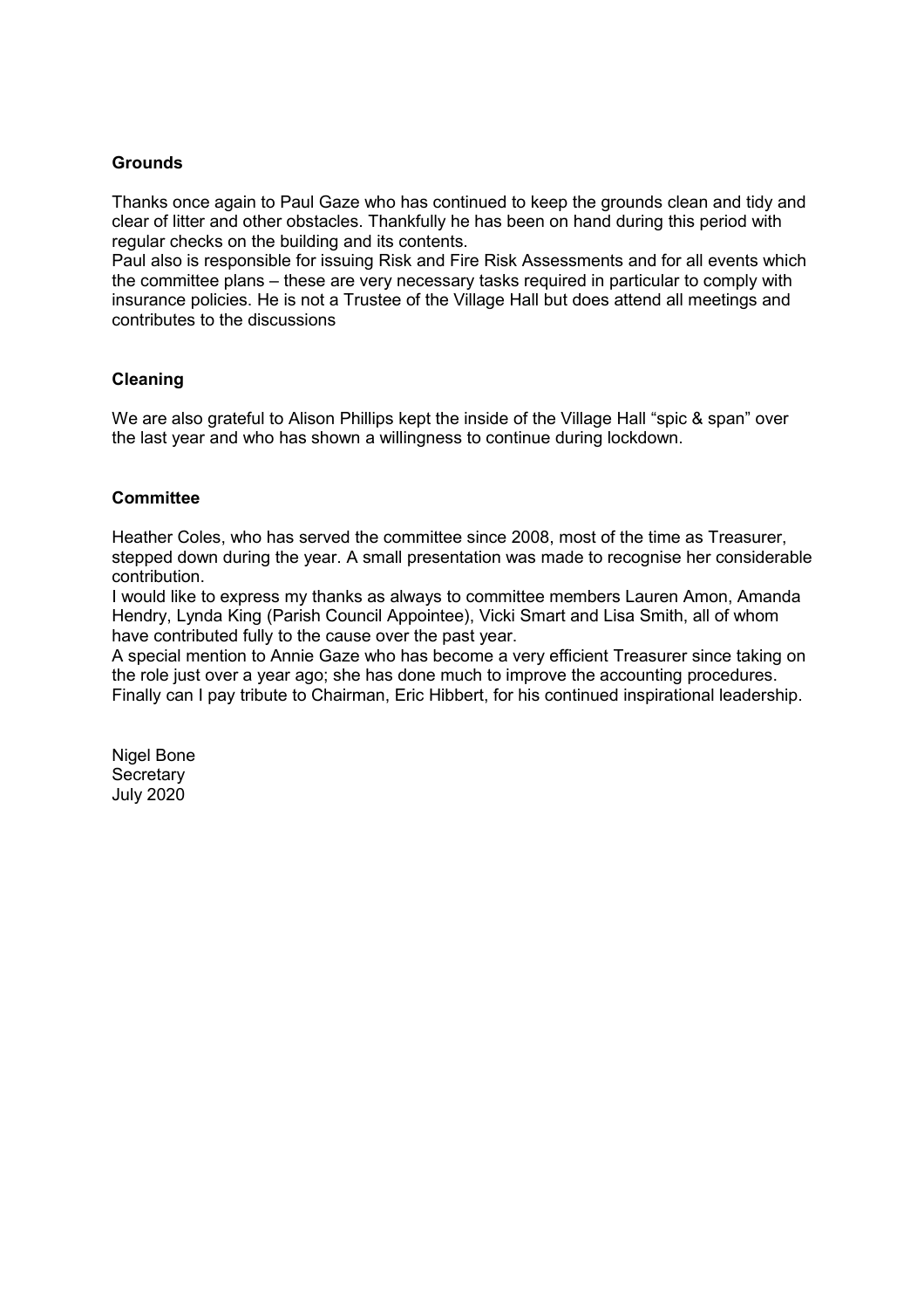## Grounds

Thanks once again to Paul Gaze who has continued to keep the grounds clean and tidy and clear of litter and other obstacles. Thankfully he has been on hand during this period with regular checks on the building and its contents.
Paul also is responsible for issuing Risk and Fire Risk Assessments and for all events which the committee plans – these are very necessary tasks required in particular to comply with insurance policies. He is not a Trustee of the Village Hall but does attend all meetings and contributes to the discussions

## Cleaning

We are also grateful to Alison Phillips kept the inside of the Village Hall "spic & span" over the last year and who has shown a willingness to continue during lockdown.

## Committee

Heather Coles, who has served the committee since 2008, most of the time as Treasurer, stepped down during the year. A small presentation was made to recognise her considerable contribution.
I would like to express my thanks as always to committee members Lauren Amon, Amanda Hendry, Lynda King (Parish Council Appointee), Vicki Smart and Lisa Smith, all of whom have contributed fully to the cause over the past year.
A special mention to Annie Gaze who has become a very efficient Treasurer since taking on the role just over a year ago; she has done much to improve the accounting procedures.
Finally can I pay tribute to Chairman, Eric Hibbert, for his continued inspirational leadership.

Nigel Bone
Secretary
July 2020